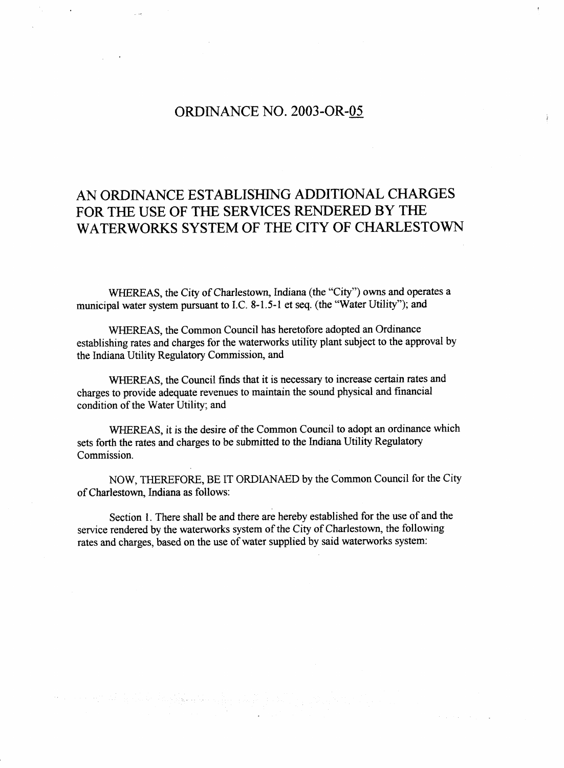# ORDINANCE NO. 2003-OR-05

## AN ORDINANCE ESTABLISHING ADDITIONAL CHARGES FOR THE USE OF THE SERVICES RENDERED BY THE WATERWORKS SYSTEM OF THE CITY OF CHARLESTOWN

WHEREAS, the City of Charlestown, Indiana (the "City") owns and operates a municipal water system pursuant to I.C. 8-1.5-1 et seq. (the "Water Utility"); and

WHEREAS, the Common Council has heretofore adopted an Ordinance establishing rates and charges for the waterworks utility plant subject to the approval by the Indiana Utility Regulatory Commission, and

WHEREAS, the Council finds that it is necessary to increase certain rates and charges to provide adequate revenues to maintain the sound physical and financial condition of the Water Utility; and

WHEREAS, it is the desire of the Common Council to adopt an ordinance which sets forth the rates and charges to be submitted to the Indiana Utility Regulatory Commission.

NOW, THEREFORE, BE IT ORDIANAED by the Common Council for the City of Charlestown, Indiana as follows:

Section 1. There shall be and there are hereby established for the use of and the service rendered by the waterworks system of the City of Charlestown, the following rates and charges, based on the use of water supplied by said waterworks system: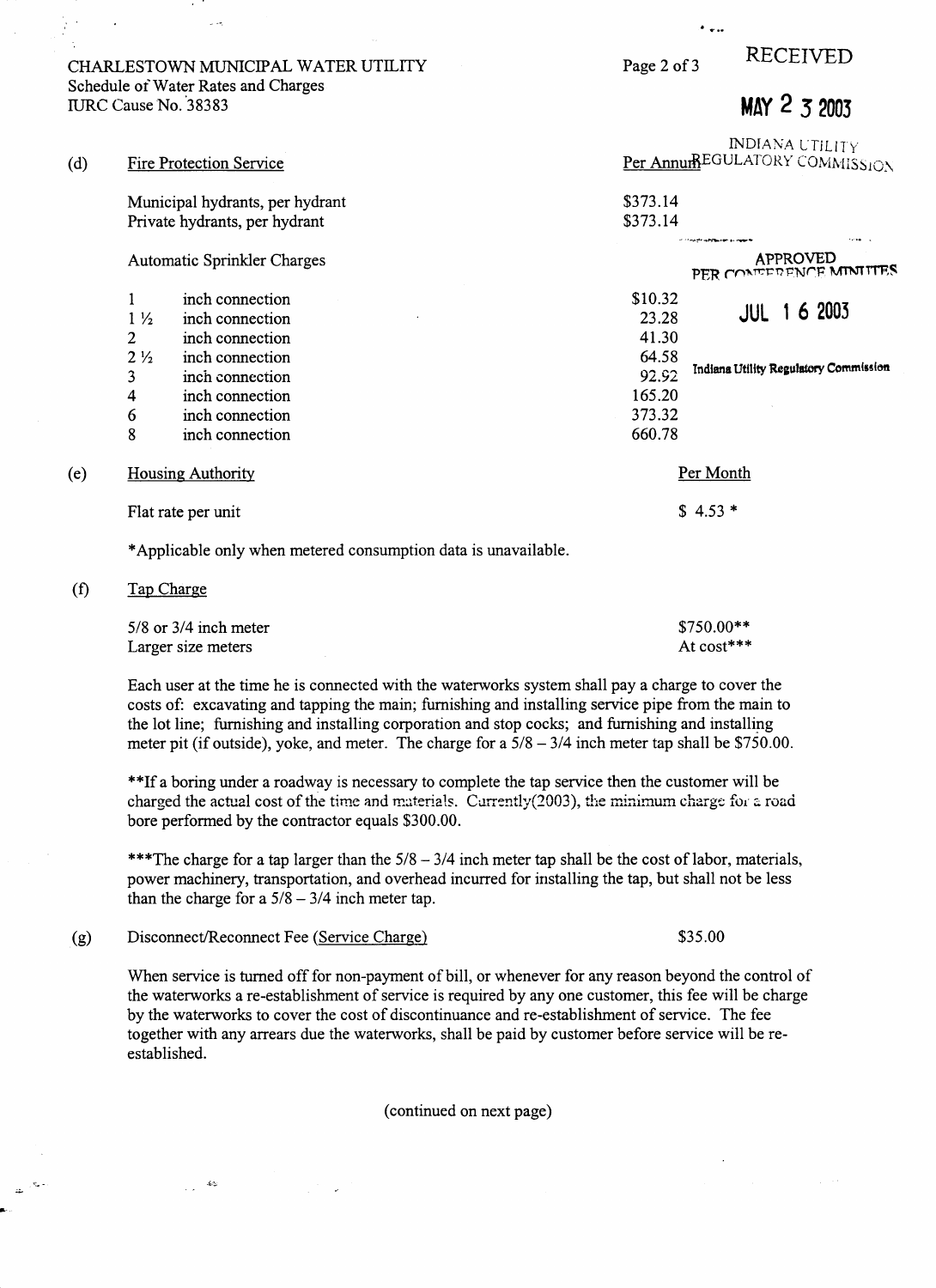CHARLESTOWN MUNICIPAL WATER UTILITY
Schedule of Water Rates and Charges
IURC Cause No. 38383

RECEIVED

MAY 2 3 2003

INDIANA UTILITY REGULATORY COMMISSION

APPROVED PER CONFERENCE MINUTES

JUL 1 6 2003

Indiana Utility Regulatory Commission

(d) Fire Protection Service

| | Per Annum |
|---|---|
| Municipal hydrants, per hydrant | $373.14 |
| Private hydrants, per hydrant | $373.14 |

Automatic Sprinkler Charges

| | | |
|---|---|---|
| 1 | inch connection | $10.32 |
| 1 ½ | inch connection | 23.28 |
| 2 | inch connection | 41.30 |
| 2 ½ | inch connection | 64.58 |
| 3 | inch connection | 92.92 |
| 4 | inch connection | 165.20 |
| 6 | inch connection | 373.32 |
| 8 | inch connection | 660.78 |

(e) Housing Authority

| | Per Month |
|---|---|
| Flat rate per unit | $ 4.53 * |

*Applicable only when metered consumption data is unavailable.

(f) Tap Charge

| | |
|---|---|
| 5/8 or 3/4 inch meter | $750.00** |
| Larger size meters | At cost*** |

Each user at the time he is connected with the waterworks system shall pay a charge to cover the costs of: excavating and tapping the main; furnishing and installing service pipe from the main to the lot line; furnishing and installing corporation and stop cocks; and furnishing and installing meter pit (if outside), yoke, and meter. The charge for a 5/8 – 3/4 inch meter tap shall be $750.00.

**If a boring under a roadway is necessary to complete the tap service then the customer will be charged the actual cost of the time and materials. Currently(2003), the minimum charge for a road bore performed by the contractor equals $300.00.

***The charge for a tap larger than the 5/8 – 3/4 inch meter tap shall be the cost of labor, materials, power machinery, transportation, and overhead incurred for installing the tap, but shall not be less than the charge for a 5/8 – 3/4 inch meter tap.

(g) Disconnect/Reconnect Fee (Service Charge) $35.00

When service is turned off for non-payment of bill, or whenever for any reason beyond the control of the waterworks a re-establishment of service is required by any one customer, this fee will be charge by the waterworks to cover the cost of discontinuance and re-establishment of service. The fee together with any arrears due the waterworks, shall be paid by customer before service will be re-established.

(continued on next page)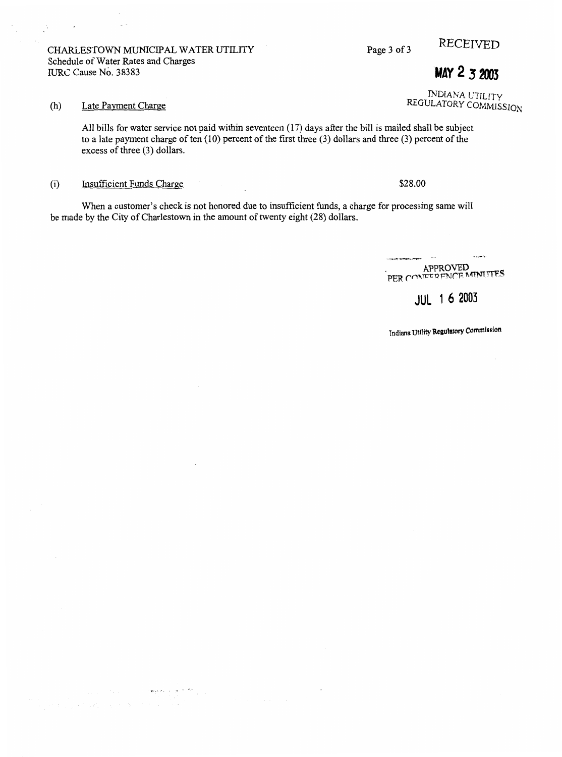CHARLESTOWN MUNICIPAL WATER UTILITY
Schedule of Water Rates and Charges
IURC Cause No. 38383

RECEIVED

**MAY 2 3 2003**

INDIANA UTILITY
REGULATORY COMMISSION

(h) Late Payment Charge

All bills for water service not paid within seventeen (17) days after the bill is mailed shall be subject to a late payment charge of ten (10) percent of the first three (3) dollars and three (3) percent of the excess of three (3) dollars.

(i) Insufficient Funds Charge $28.00

When a customer's check is not honored due to insufficient funds, a charge for processing same will be made by the City of Charlestown in the amount of twenty eight (28) dollars.

APPROVED
PER CONFERENCE MINUTES

**JUL 1 6 2003**

Indiana Utility Regulatory Commission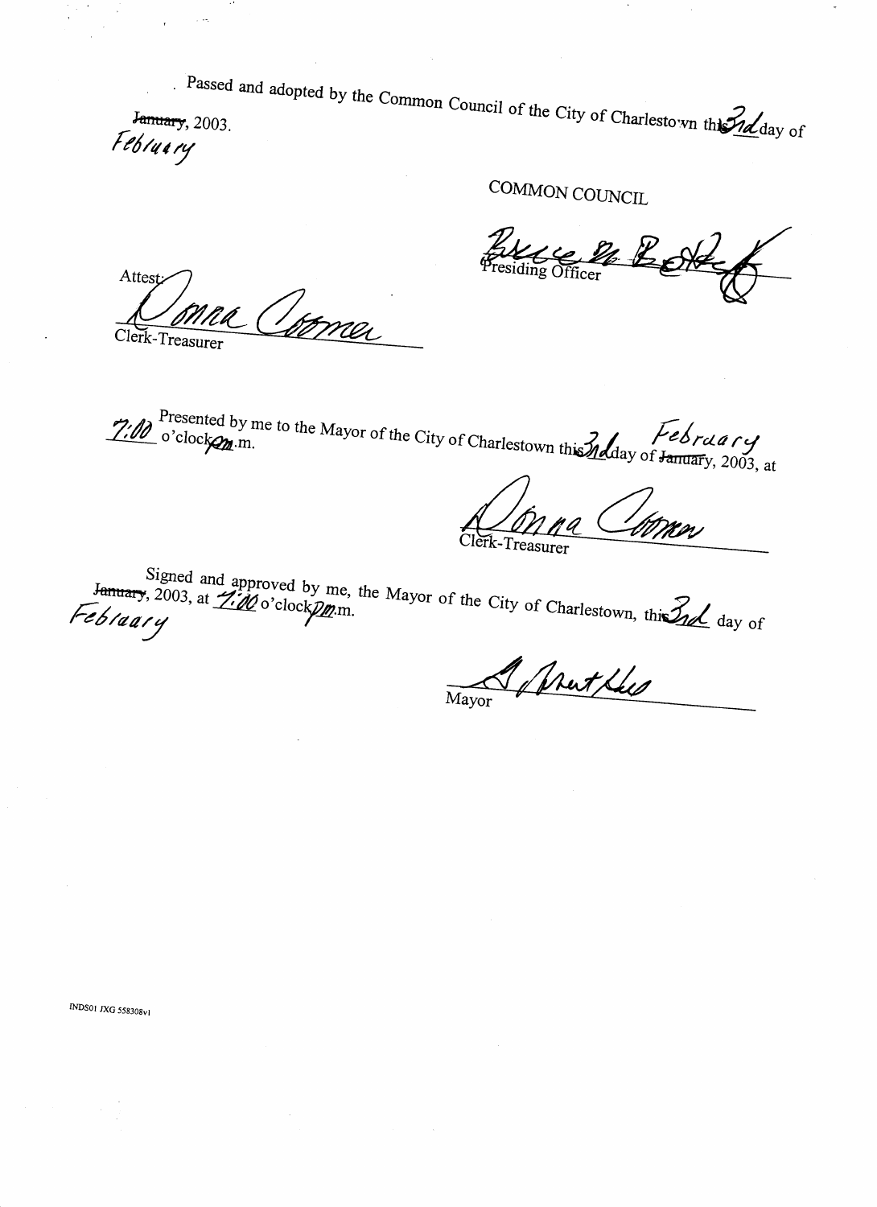Passed and adopted by the Common Council of the City of Charlestown this 3rd day of ~~January~~ February, 2003.

COMMON COUNCIL

Presiding Officer

Attest:

Clerk-Treasurer

Presented by me to the Mayor of the City of Charlestown this 3rd day of ~~January~~ February, 2003, at 7:00 o'clock pm.

Clerk-Treasurer

Signed and approved by me, the Mayor of the City of Charlestown, this 3rd day of ~~January~~ February, 2003, at 7:00 o'clock pm.

Mayor

INDS01 JXG 558308v1